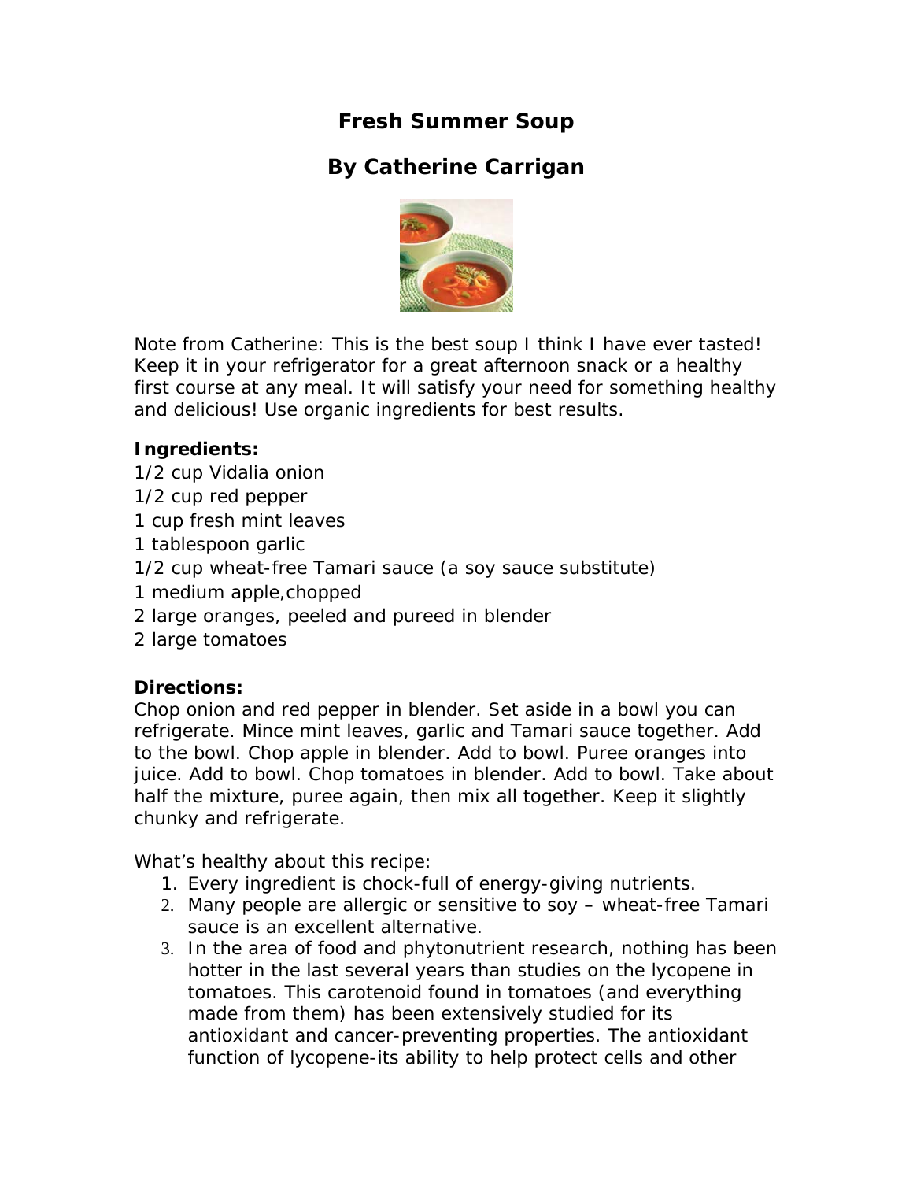# Fresh Summer Soup

## By Catherine Carrigan

Note from Catherine: This is the best soup I think I have ever tasted! Keep it in your refrigerator for a great afternoon snack or a healthy first course at any meal. It will satisfy your need for something healthy and delicious! Use organic ingredients for best results.

**Ingredients:**

1/2 cup Vidalia onion
1/2 cup red pepper
1 cup fresh mint leaves
1 tablespoon garlic
1/2 cup wheat-free Tamari sauce (a soy sauce substitute)
1 medium apple,chopped
2 large oranges, peeled and pureed in blender
2 large tomatoes

**Directions:**

Chop onion and red pepper in blender. Set aside in a bowl you can refrigerate. Mince mint leaves, garlic and Tamari sauce together. Add to the bowl. Chop apple in blender. Add to bowl. Puree oranges into juice. Add to bowl. Chop tomatoes in blender. Add to bowl. Take about half the mixture, puree again, then mix all together. Keep it slightly chunky and refrigerate.

What's healthy about this recipe:

1. Every ingredient is chock-full of energy-giving nutrients.
2. Many people are allergic or sensitive to soy – wheat-free Tamari sauce is an excellent alternative.
3. In the area of food and phytonutrient research, nothing has been hotter in the last several years than studies on the lycopene in tomatoes. This carotenoid found in tomatoes (and everything made from them) has been extensively studied for its antioxidant and cancer-preventing properties. The antioxidant function of lycopene-its ability to help protect cells and other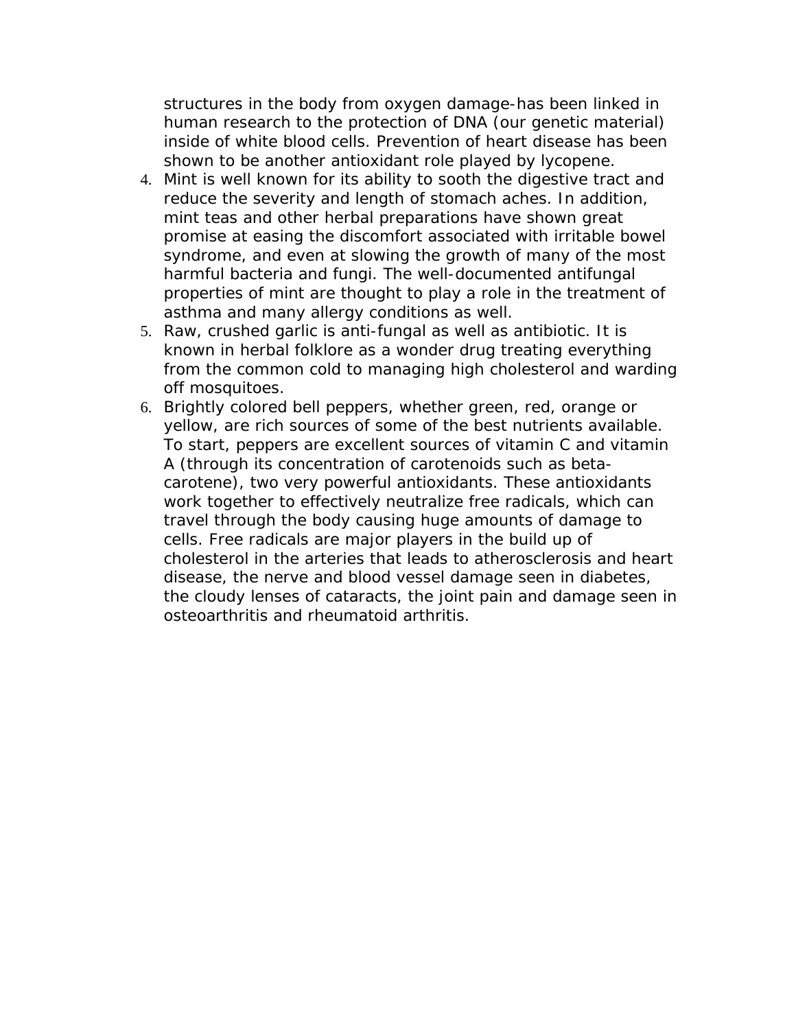structures in the body from oxygen damage-has been linked in human research to the protection of DNA (our genetic material) inside of white blood cells. Prevention of heart disease has been shown to be another antioxidant role played by lycopene.

4. Mint is well known for its ability to sooth the digestive tract and reduce the severity and length of stomach aches. In addition, mint teas and other herbal preparations have shown great promise at easing the discomfort associated with irritable bowel syndrome, and even at slowing the growth of many of the most harmful bacteria and fungi. The well-documented antifungal properties of mint are thought to play a role in the treatment of asthma and many allergy conditions as well.
5. Raw, crushed garlic is anti-fungal as well as antibiotic. It is known in herbal folklore as a wonder drug treating everything from the common cold to managing high cholesterol and warding off mosquitoes.
6. Brightly colored bell peppers, whether green, red, orange or yellow, are rich sources of some of the best nutrients available. To start, peppers are excellent sources of vitamin C and vitamin A (through its concentration of carotenoids such as beta-carotene), two very powerful antioxidants. These antioxidants work together to effectively neutralize free radicals, which can travel through the body causing huge amounts of damage to cells. Free radicals are major players in the build up of cholesterol in the arteries that leads to atherosclerosis and heart disease, the nerve and blood vessel damage seen in diabetes, the cloudy lenses of cataracts, the joint pain and damage seen in osteoarthritis and rheumatoid arthritis.